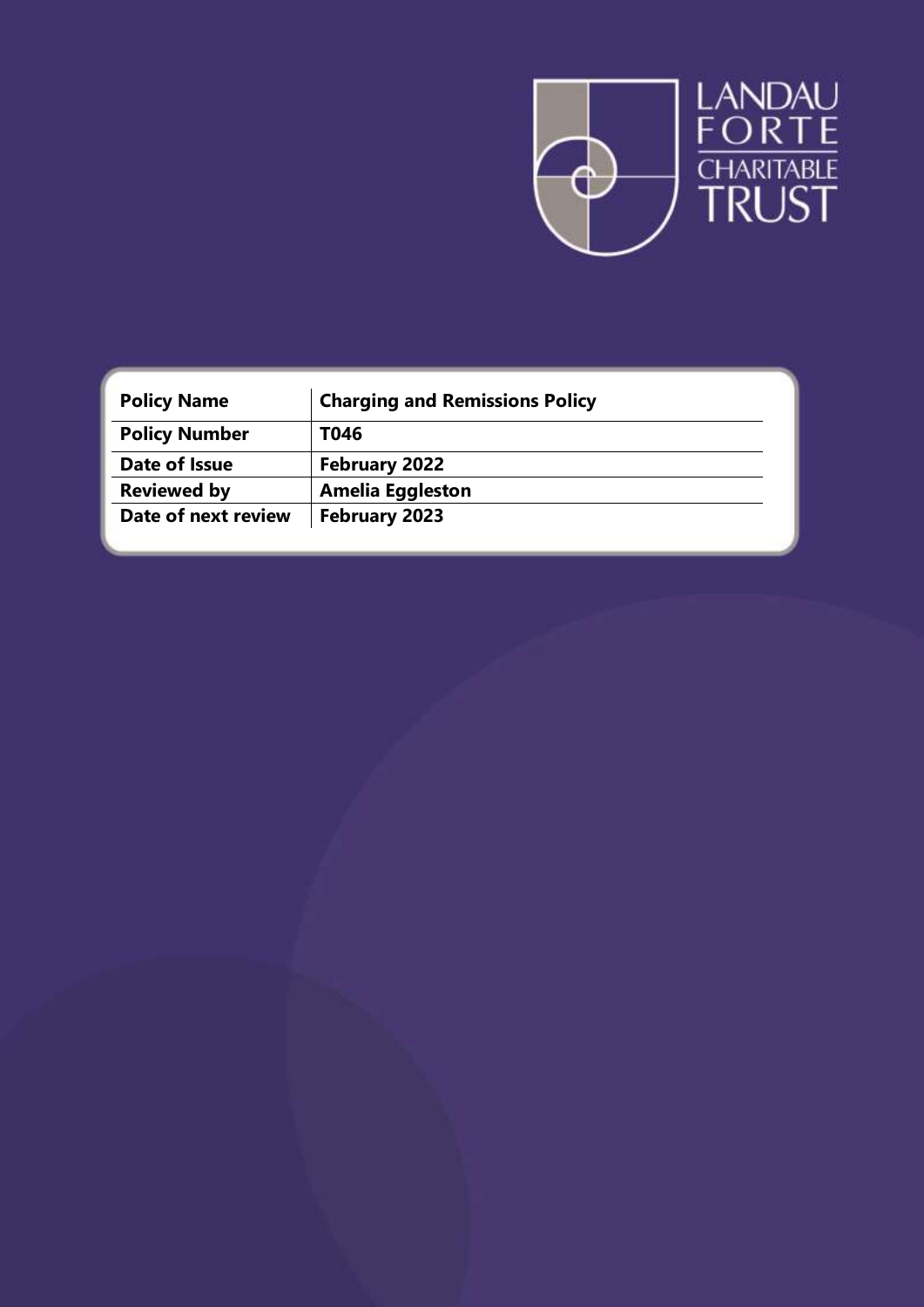LANDAU FORTE CHARITABLE TRUST

| | |
|---|---|
| **Policy Name** | **Charging and Remissions Policy** |
| **Policy Number** | **T046** |
| **Date of Issue** | **February 2022** |
| **Reviewed by** | **Amelia Eggleston** |
| **Date of next review** | **February 2023** |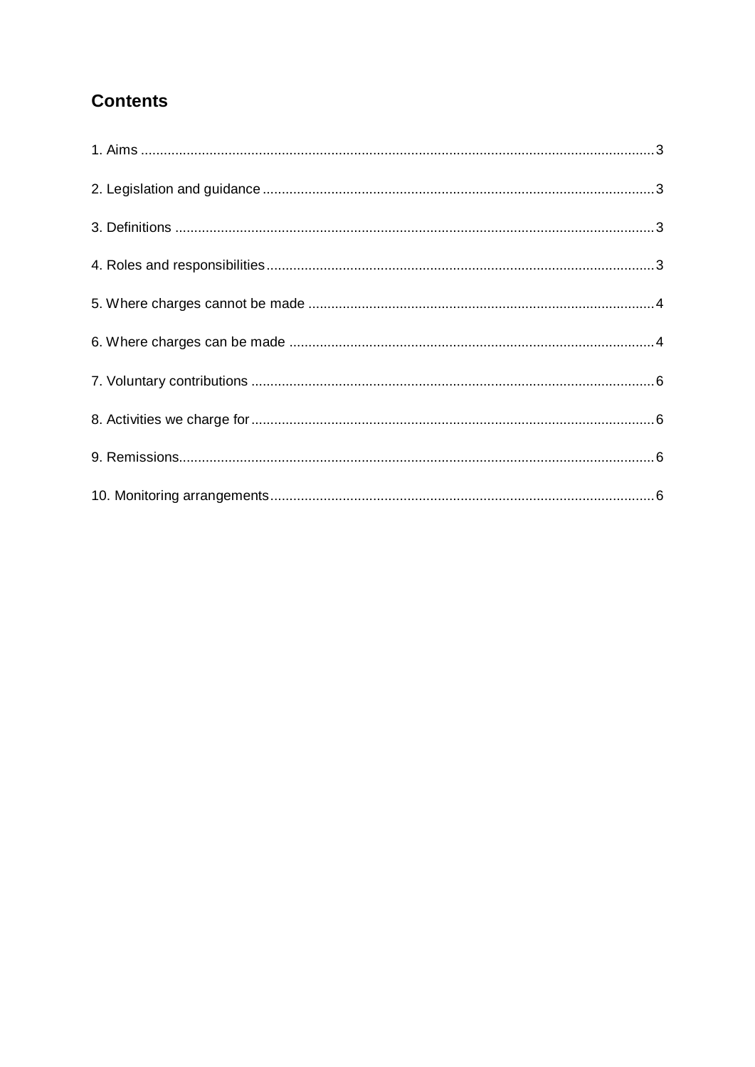## Contents

1. Aims ..... 3

2. Legislation and guidance ..... 3

3. Definitions ..... 3

4. Roles and responsibilities ..... 3

5. Where charges cannot be made ..... 4

6. Where charges can be made ..... 4

7. Voluntary contributions ..... 6

8. Activities we charge for ..... 6

9. Remissions ..... 6

10. Monitoring arrangements ..... 6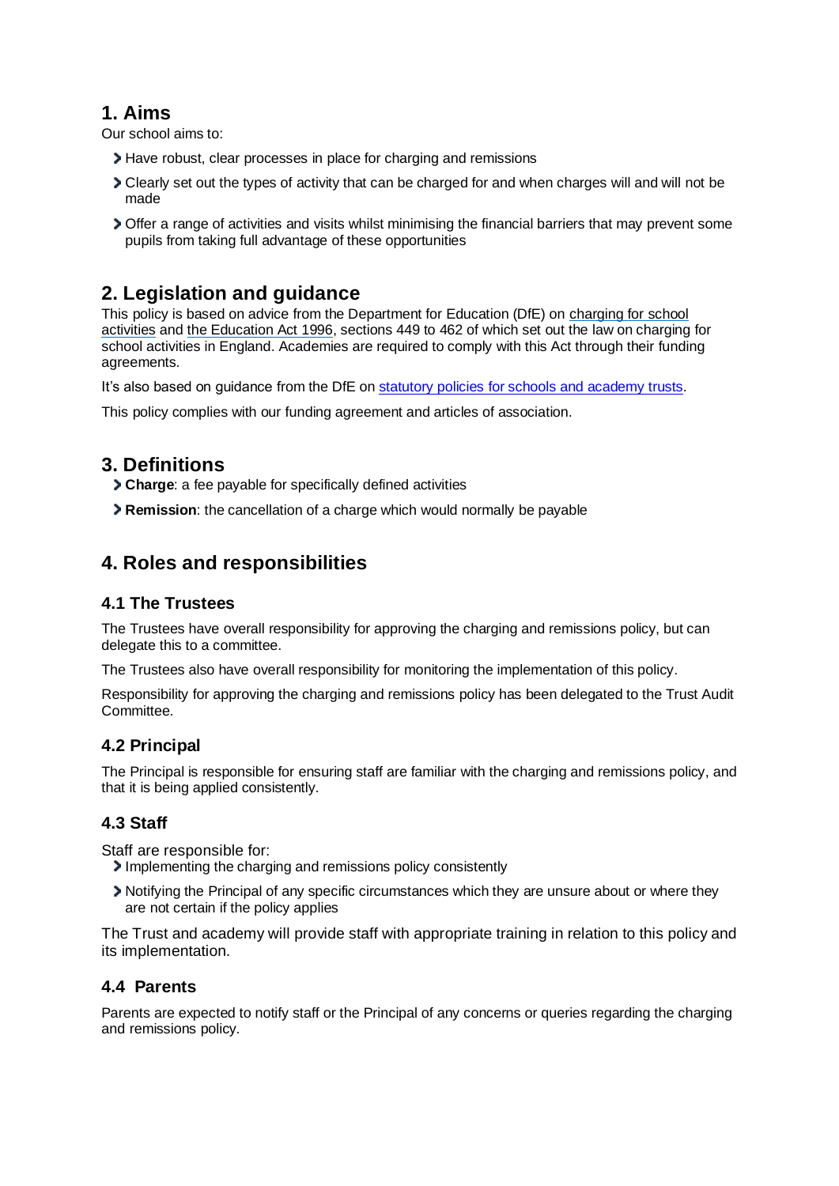## 1. Aims

Our school aims to:

- Have robust, clear processes in place for charging and remissions
- Clearly set out the types of activity that can be charged for and when charges will and will not be made
- Offer a range of activities and visits whilst minimising the financial barriers that may prevent some pupils from taking full advantage of these opportunities

## 2. Legislation and guidance

This policy is based on advice from the Department for Education (DfE) on charging for school activities and the Education Act 1996, sections 449 to 462 of which set out the law on charging for school activities in England. Academies are required to comply with this Act through their funding agreements.

It's also based on guidance from the DfE on statutory policies for schools and academy trusts.

This policy complies with our funding agreement and articles of association.

## 3. Definitions

- **Charge**: a fee payable for specifically defined activities
- **Remission**: the cancellation of a charge which would normally be payable

## 4. Roles and responsibilities

### 4.1 The Trustees

The Trustees have overall responsibility for approving the charging and remissions policy, but can delegate this to a committee.

The Trustees also have overall responsibility for monitoring the implementation of this policy.

Responsibility for approving the charging and remissions policy has been delegated to the Trust Audit Committee.

### 4.2 Principal

The Principal is responsible for ensuring staff are familiar with the charging and remissions policy, and that it is being applied consistently.

### 4.3 Staff

Staff are responsible for:

- Implementing the charging and remissions policy consistently
- Notifying the Principal of any specific circumstances which they are unsure about or where they are not certain if the policy applies

The Trust and academy will provide staff with appropriate training in relation to this policy and its implementation.

### 4.4 Parents

Parents are expected to notify staff or the Principal of any concerns or queries regarding the charging and remissions policy.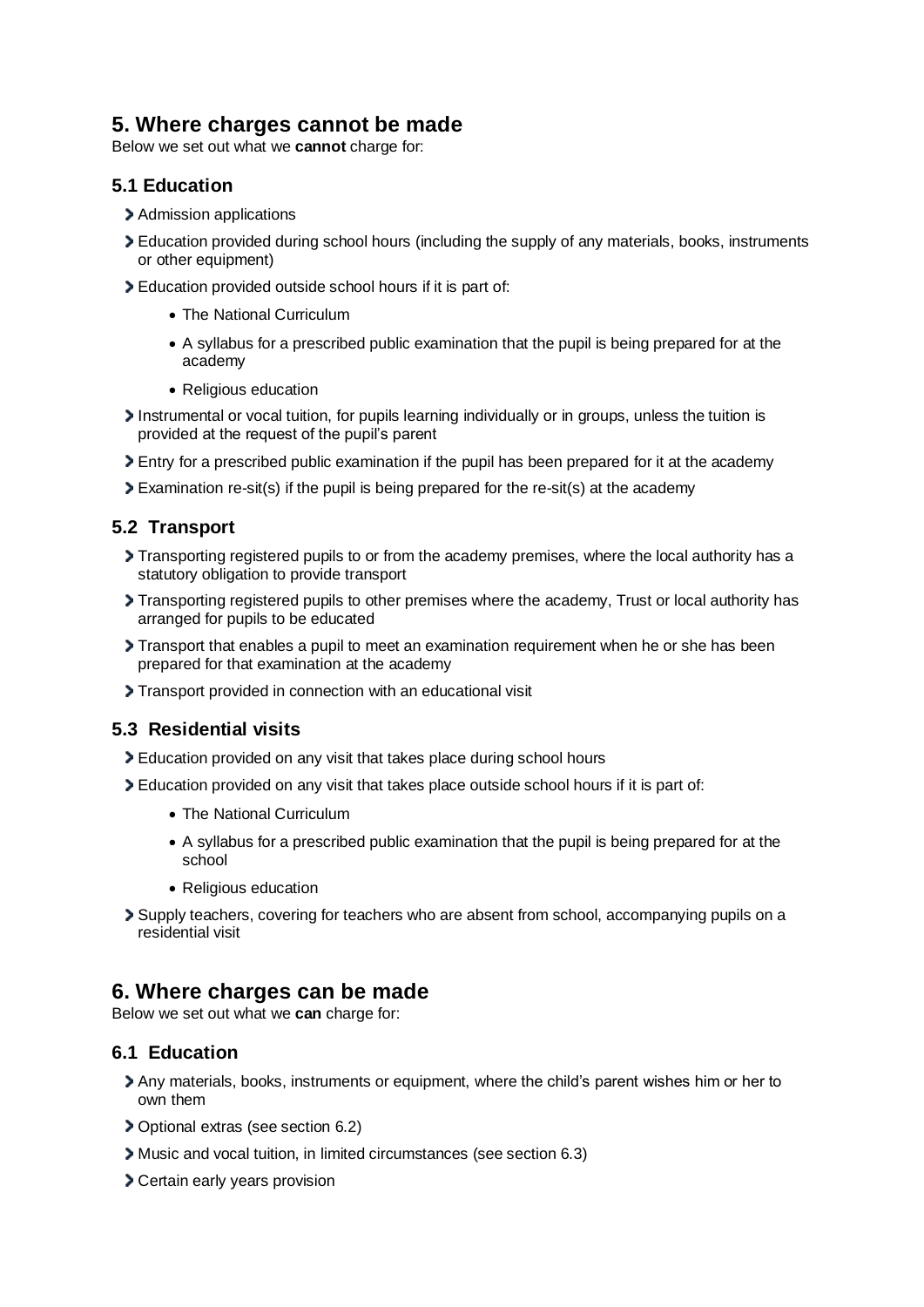## 5. Where charges cannot be made

Below we set out what we **cannot** charge for:

### 5.1 Education

- Admission applications
- Education provided during school hours (including the supply of any materials, books, instruments or other equipment)
- Education provided outside school hours if it is part of:
    - The National Curriculum
    - A syllabus for a prescribed public examination that the pupil is being prepared for at the academy
    - Religious education
- Instrumental or vocal tuition, for pupils learning individually or in groups, unless the tuition is provided at the request of the pupil's parent
- Entry for a prescribed public examination if the pupil has been prepared for it at the academy
- Examination re-sit(s) if the pupil is being prepared for the re-sit(s) at the academy

### 5.2 Transport

- Transporting registered pupils to or from the academy premises, where the local authority has a statutory obligation to provide transport
- Transporting registered pupils to other premises where the academy, Trust or local authority has arranged for pupils to be educated
- Transport that enables a pupil to meet an examination requirement when he or she has been prepared for that examination at the academy
- Transport provided in connection with an educational visit

### 5.3 Residential visits

- Education provided on any visit that takes place during school hours
- Education provided on any visit that takes place outside school hours if it is part of:
    - The National Curriculum
    - A syllabus for a prescribed public examination that the pupil is being prepared for at the school
    - Religious education
- Supply teachers, covering for teachers who are absent from school, accompanying pupils on a residential visit

## 6. Where charges can be made

Below we set out what we **can** charge for:

### 6.1 Education

- Any materials, books, instruments or equipment, where the child's parent wishes him or her to own them
- Optional extras (see section 6.2)
- Music and vocal tuition, in limited circumstances (see section 6.3)
- Certain early years provision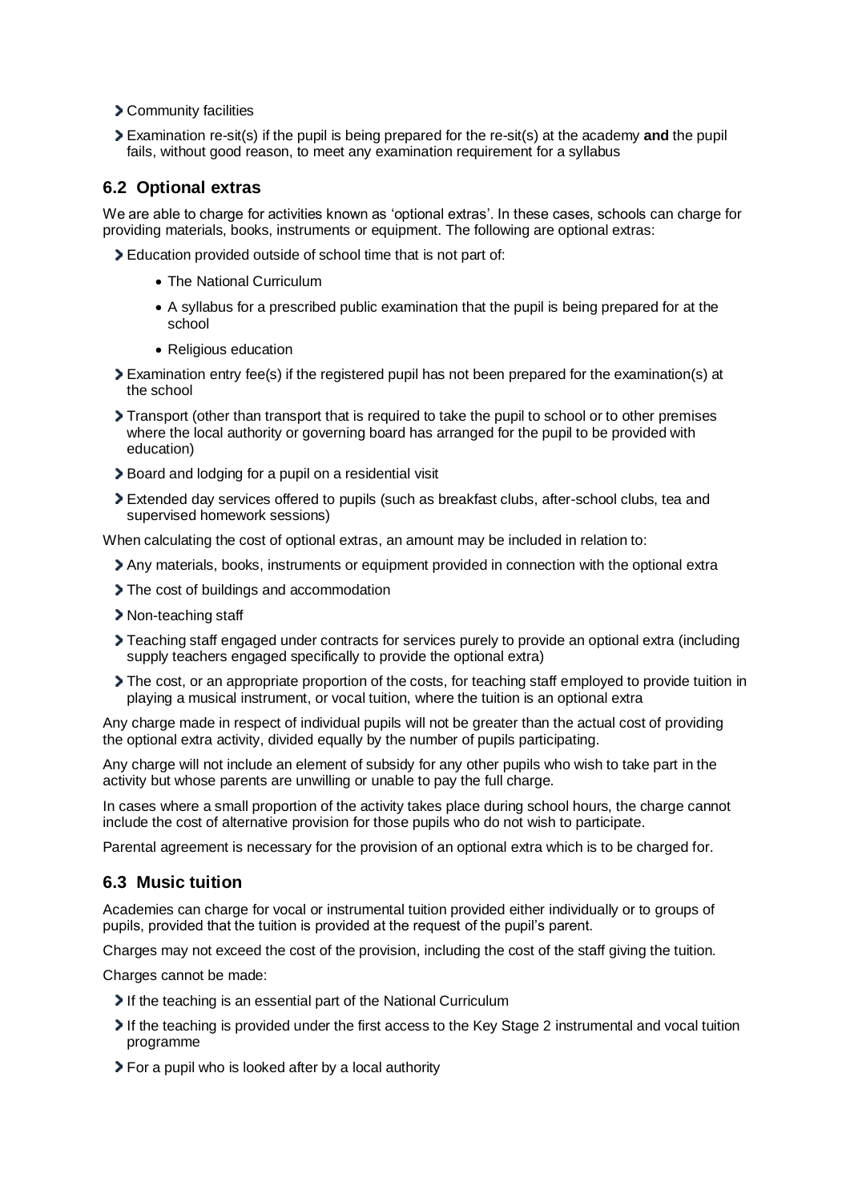- Community facilities
- Examination re-sit(s) if the pupil is being prepared for the re-sit(s) at the academy **and** the pupil fails, without good reason, to meet any examination requirement for a syllabus

### 6.2 Optional extras

We are able to charge for activities known as 'optional extras'. In these cases, schools can charge for providing materials, books, instruments or equipment. The following are optional extras:

- Education provided outside of school time that is not part of:
  - The National Curriculum
  - A syllabus for a prescribed public examination that the pupil is being prepared for at the school
  - Religious education
- Examination entry fee(s) if the registered pupil has not been prepared for the examination(s) at the school
- Transport (other than transport that is required to take the pupil to school or to other premises where the local authority or governing board has arranged for the pupil to be provided with education)
- Board and lodging for a pupil on a residential visit
- Extended day services offered to pupils (such as breakfast clubs, after-school clubs, tea and supervised homework sessions)

When calculating the cost of optional extras, an amount may be included in relation to:

- Any materials, books, instruments or equipment provided in connection with the optional extra
- The cost of buildings and accommodation
- Non-teaching staff
- Teaching staff engaged under contracts for services purely to provide an optional extra (including supply teachers engaged specifically to provide the optional extra)
- The cost, or an appropriate proportion of the costs, for teaching staff employed to provide tuition in playing a musical instrument, or vocal tuition, where the tuition is an optional extra

Any charge made in respect of individual pupils will not be greater than the actual cost of providing the optional extra activity, divided equally by the number of pupils participating.

Any charge will not include an element of subsidy for any other pupils who wish to take part in the activity but whose parents are unwilling or unable to pay the full charge.

In cases where a small proportion of the activity takes place during school hours, the charge cannot include the cost of alternative provision for those pupils who do not wish to participate.

Parental agreement is necessary for the provision of an optional extra which is to be charged for.

### 6.3 Music tuition

Academies can charge for vocal or instrumental tuition provided either individually or to groups of pupils, provided that the tuition is provided at the request of the pupil's parent.

Charges may not exceed the cost of the provision, including the cost of the staff giving the tuition.

Charges cannot be made:

- If the teaching is an essential part of the National Curriculum
- If the teaching is provided under the first access to the Key Stage 2 instrumental and vocal tuition programme
- For a pupil who is looked after by a local authority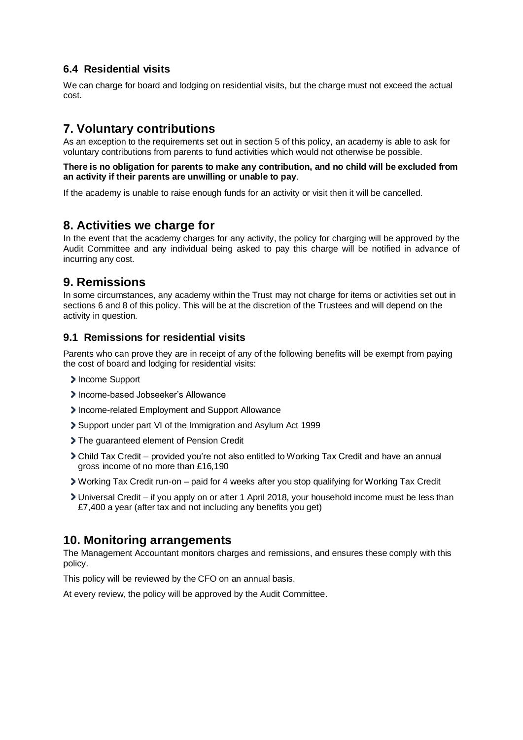### 6.4 Residential visits

We can charge for board and lodging on residential visits, but the charge must not exceed the actual cost.

## 7. Voluntary contributions

As an exception to the requirements set out in section 5 of this policy, an academy is able to ask for voluntary contributions from parents to fund activities which would not otherwise be possible.

**There is no obligation for parents to make any contribution, and no child will be excluded from an activity if their parents are unwilling or unable to pay**.

If the academy is unable to raise enough funds for an activity or visit then it will be cancelled.

## 8. Activities we charge for

In the event that the academy charges for any activity, the policy for charging will be approved by the Audit Committee and any individual being asked to pay this charge will be notified in advance of incurring any cost.

## 9. Remissions

In some circumstances, any academy within the Trust may not charge for items or activities set out in sections 6 and 8 of this policy. This will be at the discretion of the Trustees and will depend on the activity in question.

### 9.1 Remissions for residential visits

Parents who can prove they are in receipt of any of the following benefits will be exempt from paying the cost of board and lodging for residential visits:

- Income Support
- Income-based Jobseeker's Allowance
- Income-related Employment and Support Allowance
- Support under part VI of the Immigration and Asylum Act 1999
- The guaranteed element of Pension Credit
- Child Tax Credit – provided you're not also entitled to Working Tax Credit and have an annual gross income of no more than £16,190
- Working Tax Credit run-on – paid for 4 weeks after you stop qualifying for Working Tax Credit
- Universal Credit – if you apply on or after 1 April 2018, your household income must be less than £7,400 a year (after tax and not including any benefits you get)

## 10. Monitoring arrangements

The Management Accountant monitors charges and remissions, and ensures these comply with this policy.

This policy will be reviewed by the CFO on an annual basis.

At every review, the policy will be approved by the Audit Committee.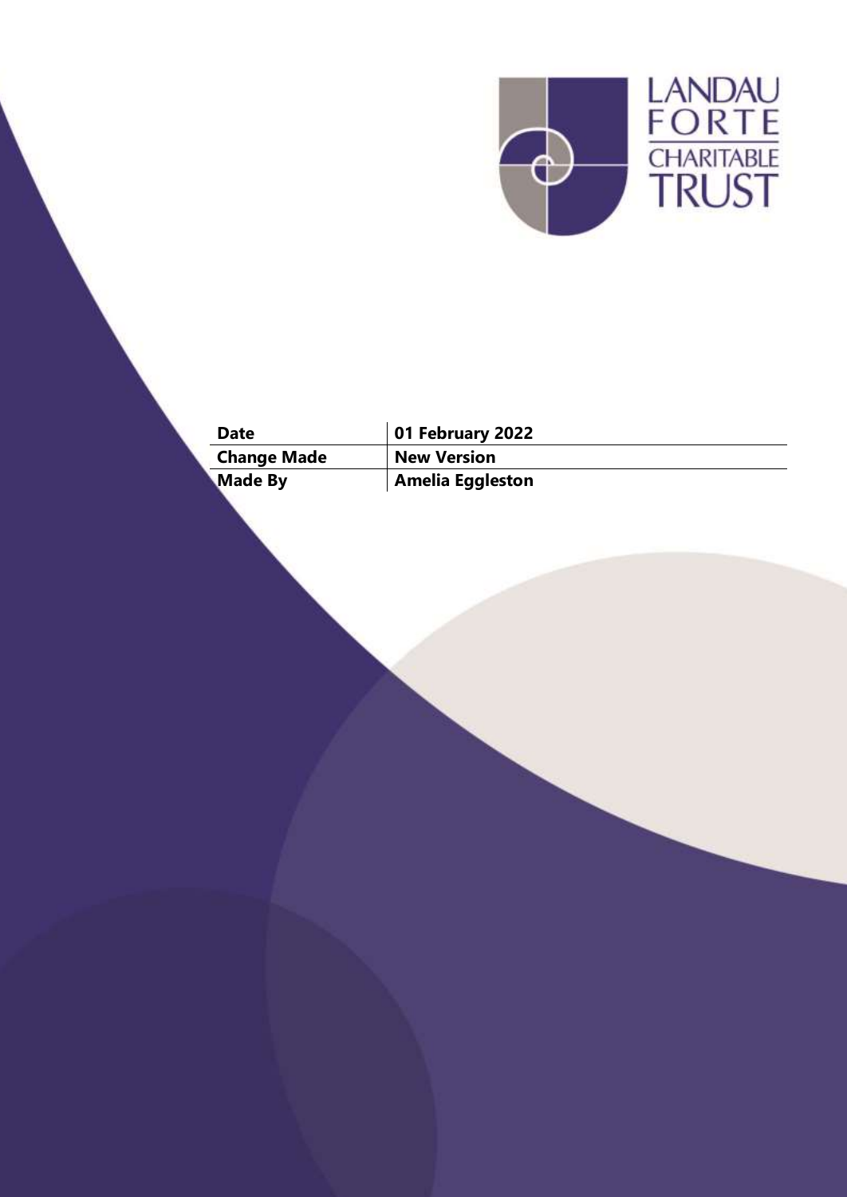LANDAU FORTE CHARITABLE TRUST

| | |
|---|---|
| **Date** | **01 February 2022** |
| **Change Made** | **New Version** |
| **Made By** | **Amelia Eggleston** |